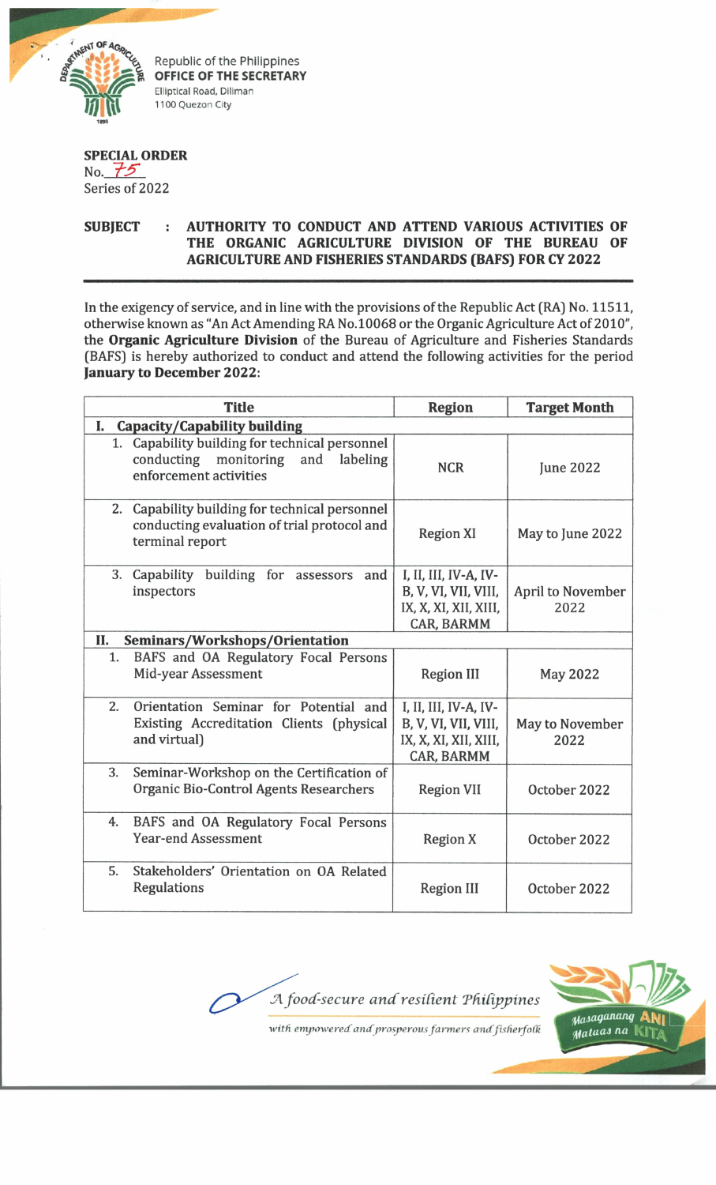Republic of the Philippines
**OFFICE OF THE SECRETARY**
Elliptical Road, Diliman
1100 Quezon City

**SPECIAL ORDER**
No. 75
Series of 2022

**SUBJECT : AUTHORITY TO CONDUCT AND ATTEND VARIOUS ACTIVITIES OF THE ORGANIC AGRICULTURE DIVISION OF THE BUREAU OF AGRICULTURE AND FISHERIES STANDARDS (BAFS) FOR CY 2022**

In the exigency of service, and in line with the provisions of the Republic Act (RA) No. 11511, otherwise known as "An Act Amending RA No.10068 or the Organic Agriculture Act of 2010", the **Organic Agriculture Division** of the Bureau of Agriculture and Fisheries Standards (BAFS) is hereby authorized to conduct and attend the following activities for the period **January to December 2022**:

| Title | Region | Target Month |
|---|---|---|
| **I. Capacity/Capability building** | | |
| 1. Capability building for technical personnel conducting monitoring and labeling enforcement activities | NCR | June 2022 |
| 2. Capability building for technical personnel conducting evaluation of trial protocol and terminal report | Region XI | May to June 2022 |
| 3. Capability building for assessors and inspectors | I, II, III, IV-A, IV-B, V, VI, VII, VIII, IX, X, XI, XII, XIII, CAR, BARMM | April to November 2022 |
| **II. Seminars/Workshops/Orientation** | | |
| 1. BAFS and OA Regulatory Focal Persons Mid-year Assessment | Region III | May 2022 |
| 2. Orientation Seminar for Potential and Existing Accreditation Clients (physical and virtual) | I, II, III, IV-A, IV-B, V, VI, VII, VIII, IX, X, XI, XII, XIII, CAR, BARMM | May to November 2022 |
| 3. Seminar-Workshop on the Certification of Organic Bio-Control Agents Researchers | Region VII | October 2022 |
| 4. BAFS and OA Regulatory Focal Persons Year-end Assessment | Region X | October 2022 |
| 5. Stakeholders' Orientation on OA Related Regulations | Region III | October 2022 |

*A food-secure and resilient Philippines with empowered and prosperous farmers and fisherfolk*

Masaganang ANI Mataas na KITA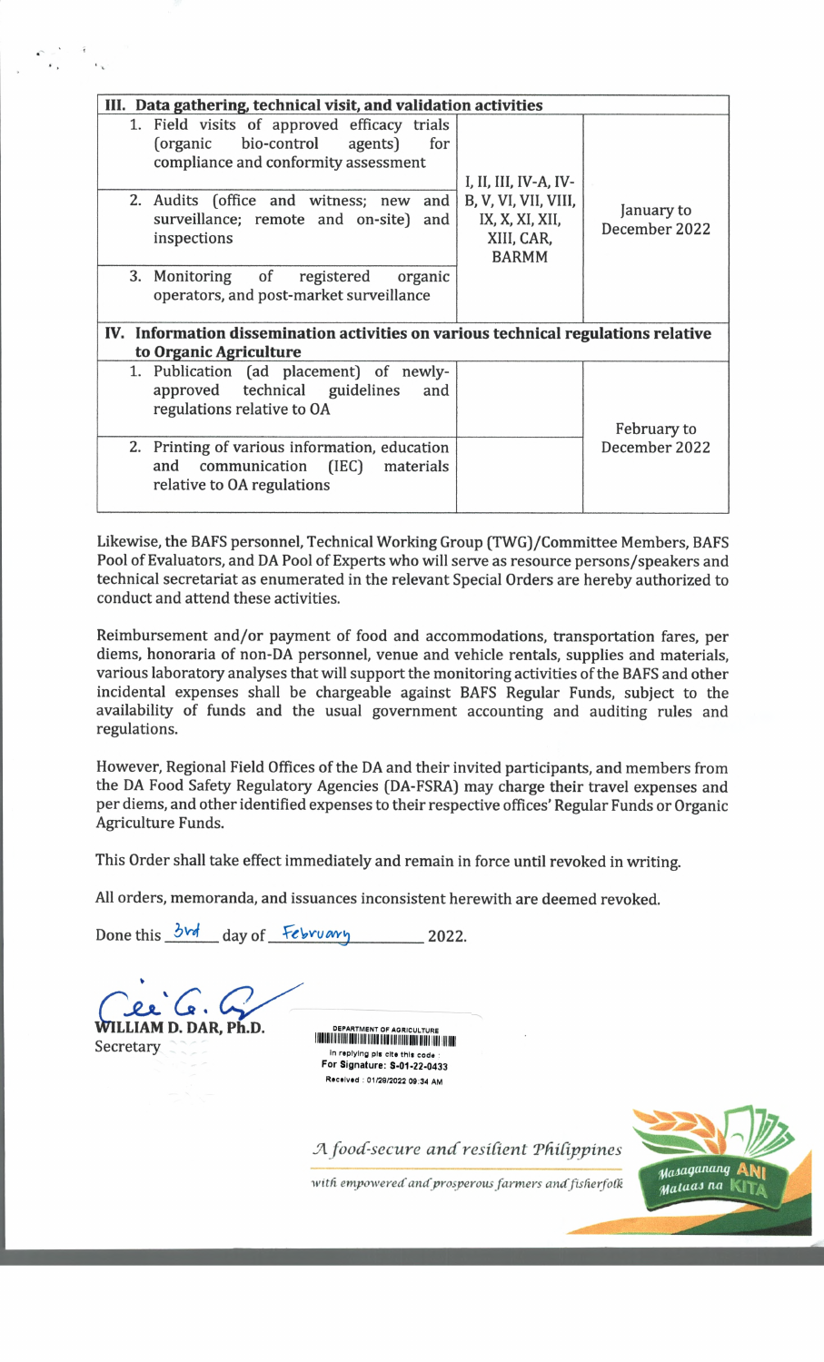| | | |
|---|---|---|
| **III. Data gathering, technical visit, and validation activities** | | |
| 1. Field visits of approved efficacy trials (organic bio-control agents) for compliance and conformity assessment | I, II, III, IV-A, IV-B, V, VI, VII, VIII, IX, X, XI, XII, XIII, CAR, BARMM | January to December 2022 |
| 2. Audits (office and witness; new and surveillance; remote and on-site) and inspections | | |
| 3. Monitoring of registered organic operators, and post-market surveillance | | |
| **IV. Information dissemination activities on various technical regulations relative to Organic Agriculture** | | |
| 1. Publication (ad placement) of newly-approved technical guidelines and regulations relative to OA | | February to December 2022 |
| 2. Printing of various information, education and communication (IEC) materials relative to OA regulations | | |

Likewise, the BAFS personnel, Technical Working Group (TWG)/Committee Members, BAFS Pool of Evaluators, and DA Pool of Experts who will serve as resource persons/speakers and technical secretariat as enumerated in the relevant Special Orders are hereby authorized to conduct and attend these activities.

Reimbursement and/or payment of food and accommodations, transportation fares, per diems, honoraria of non-DA personnel, venue and vehicle rentals, supplies and materials, various laboratory analyses that will support the monitoring activities of the BAFS and other incidental expenses shall be chargeable against BAFS Regular Funds, subject to the availability of funds and the usual government accounting and auditing rules and regulations.

However, Regional Field Offices of the DA and their invited participants, and members from the DA Food Safety Regulatory Agencies (DA-FSRA) may charge their travel expenses and per diems, and other identified expenses to their respective offices' Regular Funds or Organic Agriculture Funds.

This Order shall take effect immediately and remain in force until revoked in writing.

All orders, memoranda, and issuances inconsistent herewith are deemed revoked.

Done this 3rd day of February 2022.

**WILLIAM D. DAR, Ph.D.**
Secretary

DEPARTMENT OF AGRICULTURE
In replying pls cite this code :
For Signature: S-01-22-0433
Received : 01/28/2022 09:34 AM

*A food-secure and resilient Philippines with empowered and prosperous farmers and fisherfolk*

Masaganang ANI Mataas na KITA